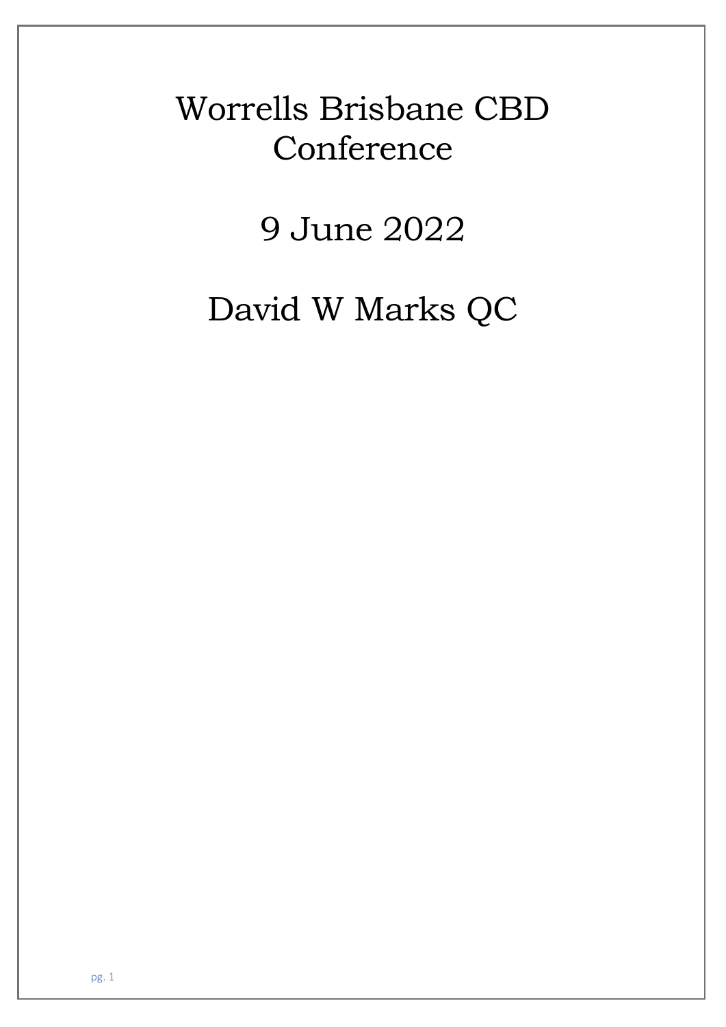# Worrells Brisbane CBD Conference

# 9 June 2022

# David W Marks QC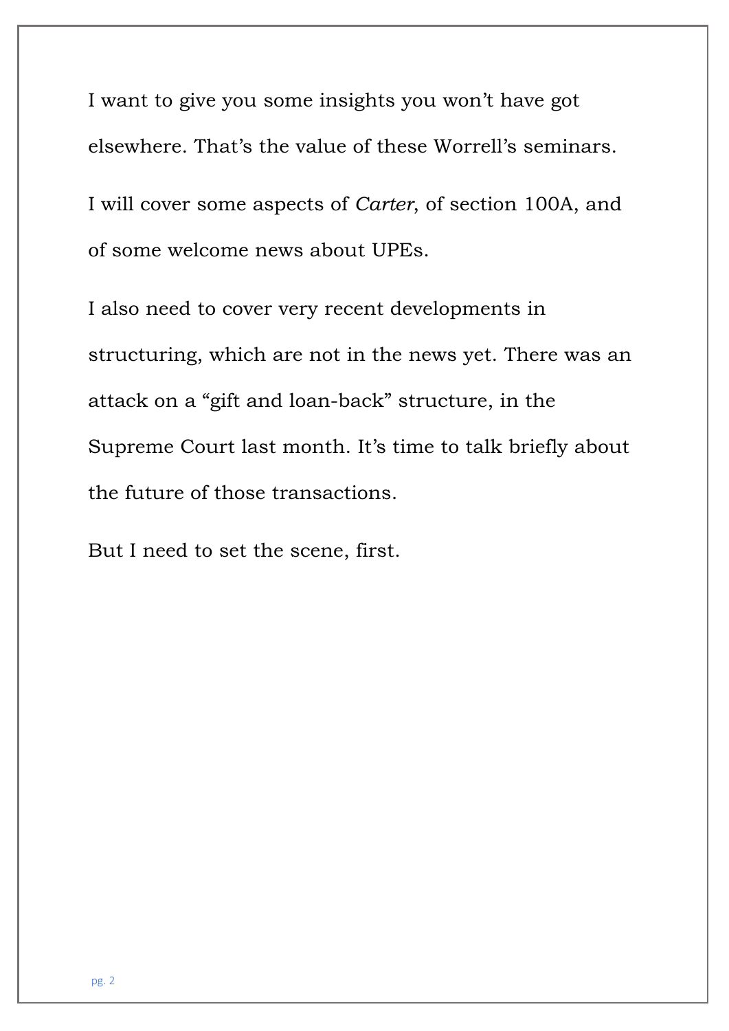I want to give you some insights you won't have got elsewhere. That's the value of these Worrell's seminars.

I will cover some aspects of *Carter*, of section 100A, and of some welcome news about UPEs.

I also need to cover very recent developments in structuring, which are not in the news yet. There was an attack on a "gift and loan-back" structure, in the Supreme Court last month. It's time to talk briefly about the future of those transactions.

But I need to set the scene, first.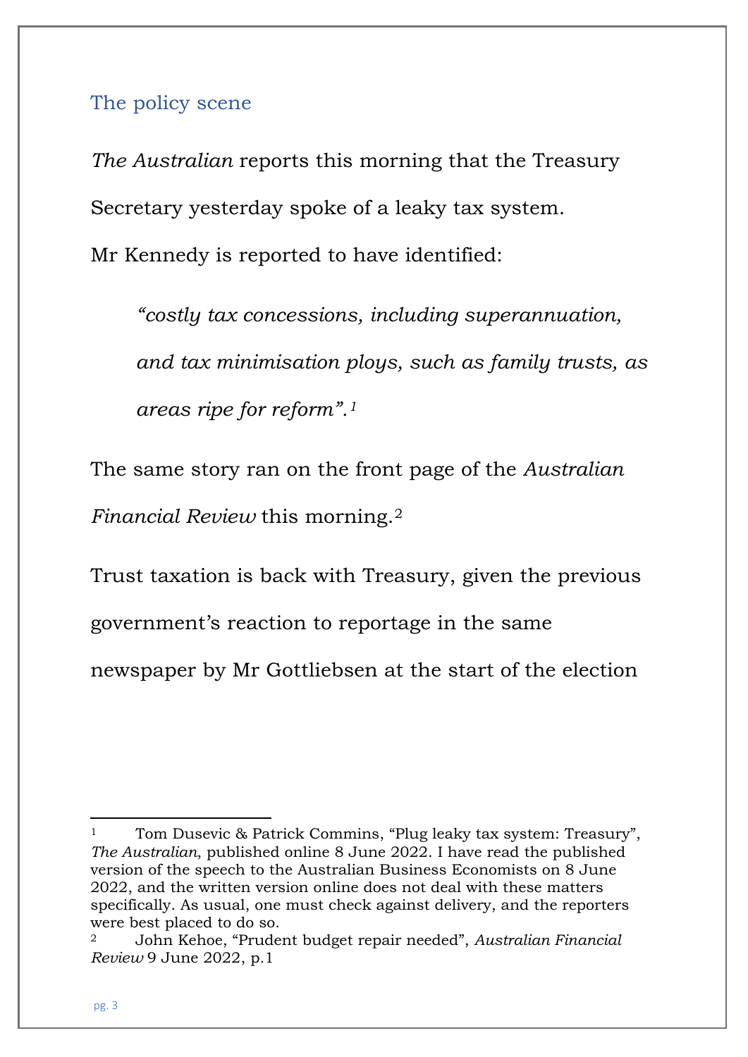## The policy scene

*The Australian* reports this morning that the Treasury Secretary yesterday spoke of a leaky tax system. Mr Kennedy is reported to have identified:

> *"costly tax concessions, including superannuation, and tax minimisation ploys, such as family trusts, as areas ripe for reform".*[1]

The same story ran on the front page of the *Australian Financial Review* this morning.[2]

Trust taxation is back with Treasury, given the previous government's reaction to reportage in the same newspaper by Mr Gottliebsen at the start of the election

---

[1] Tom Dusevic & Patrick Commins, "Plug leaky tax system: Treasury", *The Australian*, published online 8 June 2022. I have read the published version of the speech to the Australian Business Economists on 8 June 2022, and the written version online does not deal with these matters specifically. As usual, one must check against delivery, and the reporters were best placed to do so.

[2] John Kehoe, "Prudent budget repair needed", *Australian Financial Review* 9 June 2022, p.1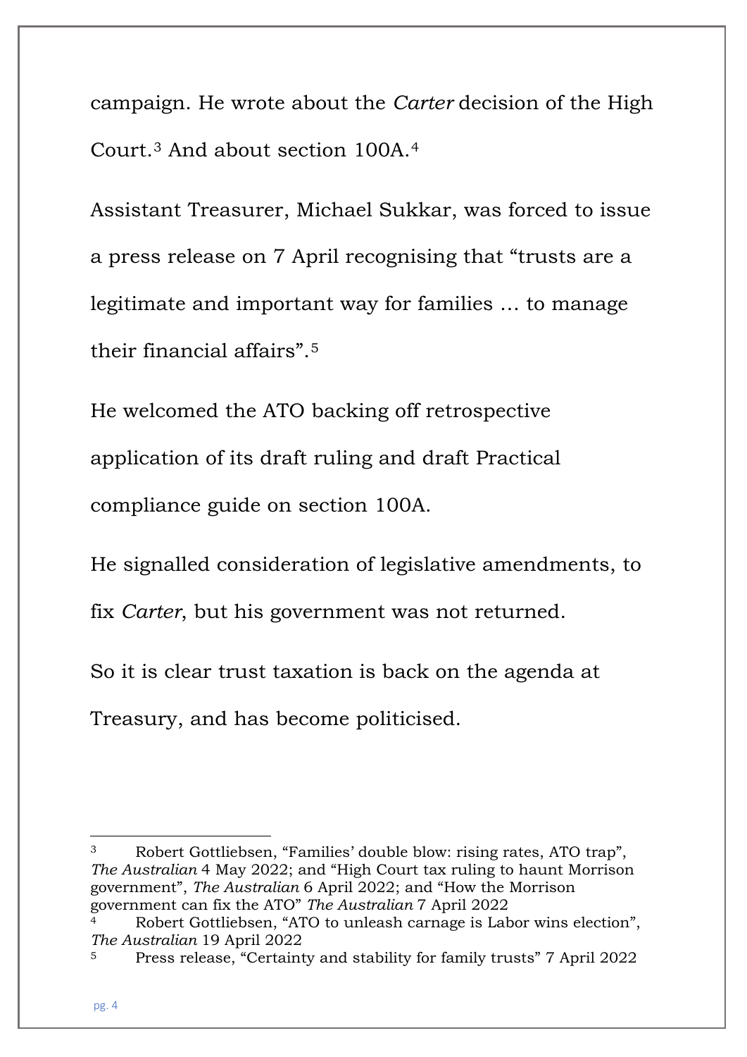campaign. He wrote about the *Carter* decision of the High Court.[3] And about section 100A.[4]

Assistant Treasurer, Michael Sukkar, was forced to issue a press release on 7 April recognising that "trusts are a legitimate and important way for families … to manage their financial affairs".[5]

He welcomed the ATO backing off retrospective application of its draft ruling and draft Practical compliance guide on section 100A.

He signalled consideration of legislative amendments, to fix *Carter*, but his government was not returned.

So it is clear trust taxation is back on the agenda at Treasury, and has become politicised.

---

[3] Robert Gottliebsen, "Families' double blow: rising rates, ATO trap", *The Australian* 4 May 2022; and "High Court tax ruling to haunt Morrison government", *The Australian* 6 April 2022; and "How the Morrison government can fix the ATO" *The Australian* 7 April 2022

[4] Robert Gottliebsen, "ATO to unleash carnage is Labor wins election", *The Australian* 19 April 2022

[5] Press release, "Certainty and stability for family trusts" 7 April 2022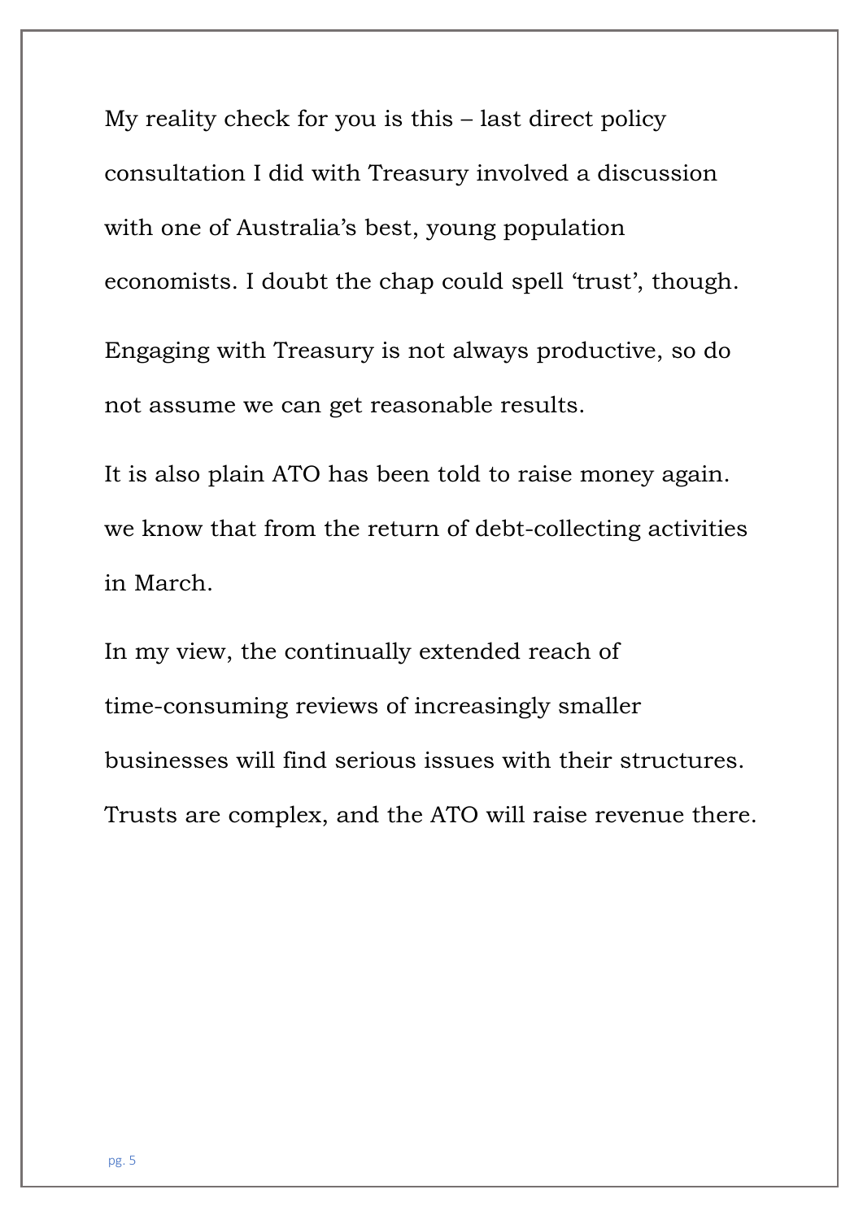My reality check for you is this – last direct policy consultation I did with Treasury involved a discussion with one of Australia's best, young population economists. I doubt the chap could spell 'trust', though.

Engaging with Treasury is not always productive, so do not assume we can get reasonable results.

It is also plain ATO has been told to raise money again. we know that from the return of debt-collecting activities in March.

In my view, the continually extended reach of time-consuming reviews of increasingly smaller businesses will find serious issues with their structures. Trusts are complex, and the ATO will raise revenue there.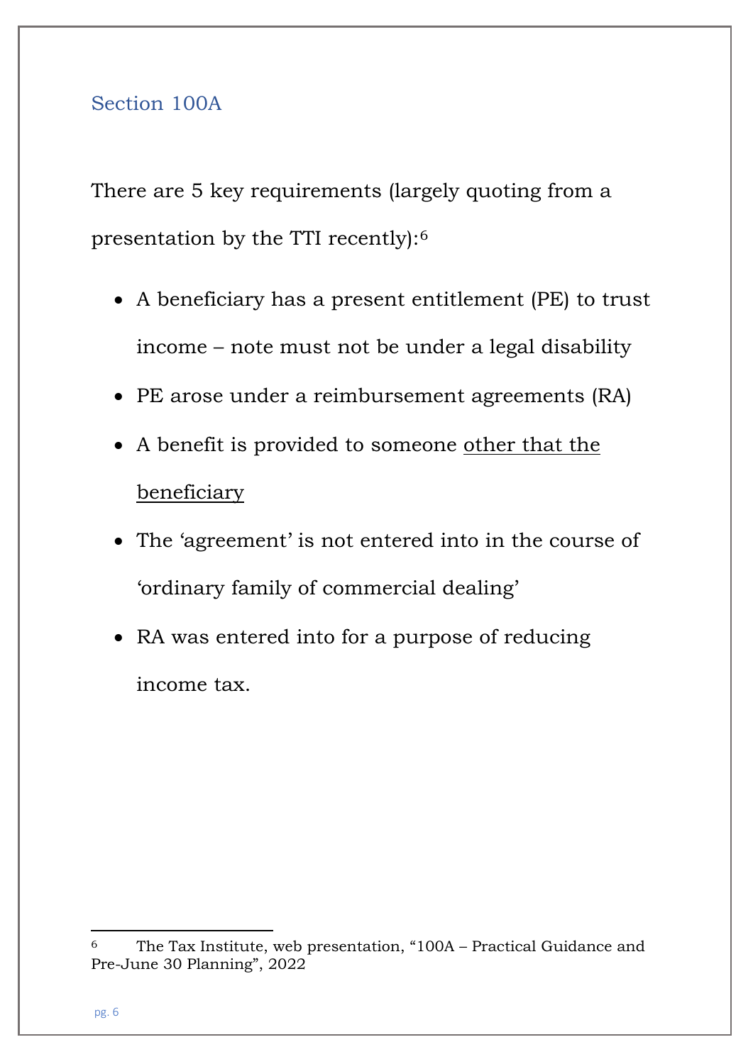## Section 100A

There are 5 key requirements (largely quoting from a presentation by the TTI recently):[6]

- A beneficiary has a present entitlement (PE) to trust income – note must not be under a legal disability
- PE arose under a reimbursement agreements (RA)
- A benefit is provided to someone <u>other that the beneficiary</u>
- The ‘agreement’ is not entered into in the course of ‘ordinary family of commercial dealing’
- RA was entered into for a purpose of reducing income tax.

---

[6] The Tax Institute, web presentation, “100A – Practical Guidance and Pre-June 30 Planning”, 2022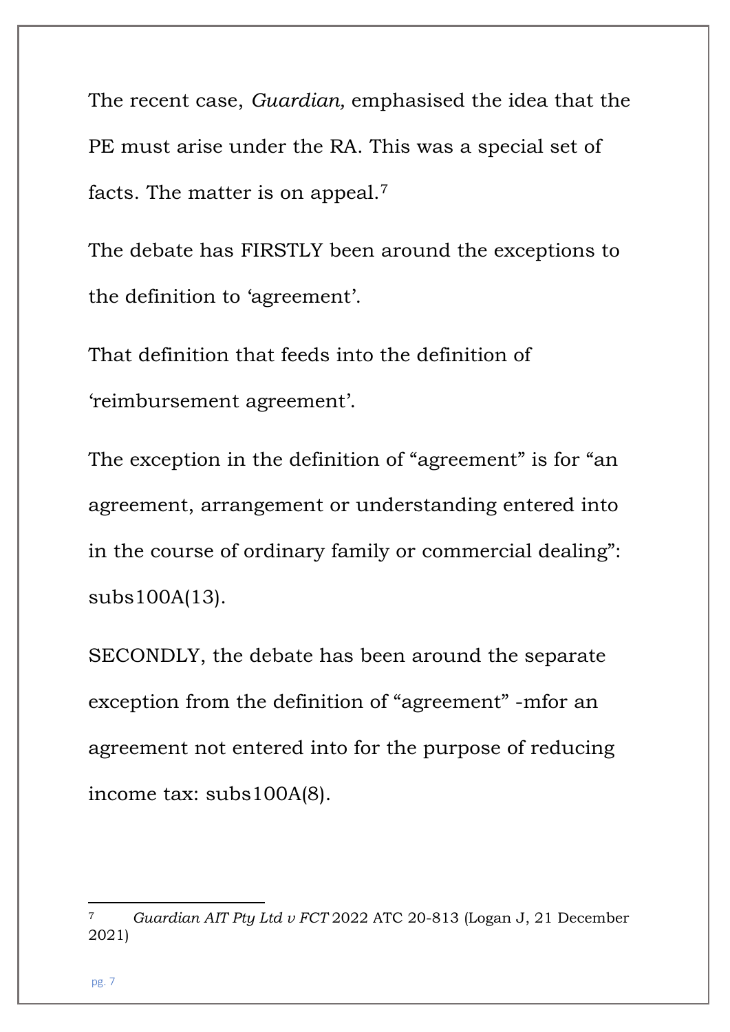The recent case, *Guardian,* emphasised the idea that the PE must arise under the RA. This was a special set of facts. The matter is on appeal.[7]

The debate has FIRSTLY been around the exceptions to the definition to 'agreement'.

That definition that feeds into the definition of 'reimbursement agreement'.

The exception in the definition of "agreement" is for "an agreement, arrangement or understanding entered into in the course of ordinary family or commercial dealing": subs100A(13).

SECONDLY, the debate has been around the separate exception from the definition of "agreement" -mfor an agreement not entered into for the purpose of reducing income tax: subs100A(8).

---

[7] *Guardian AIT Pty Ltd v FCT* 2022 ATC 20-813 (Logan J, 21 December 2021)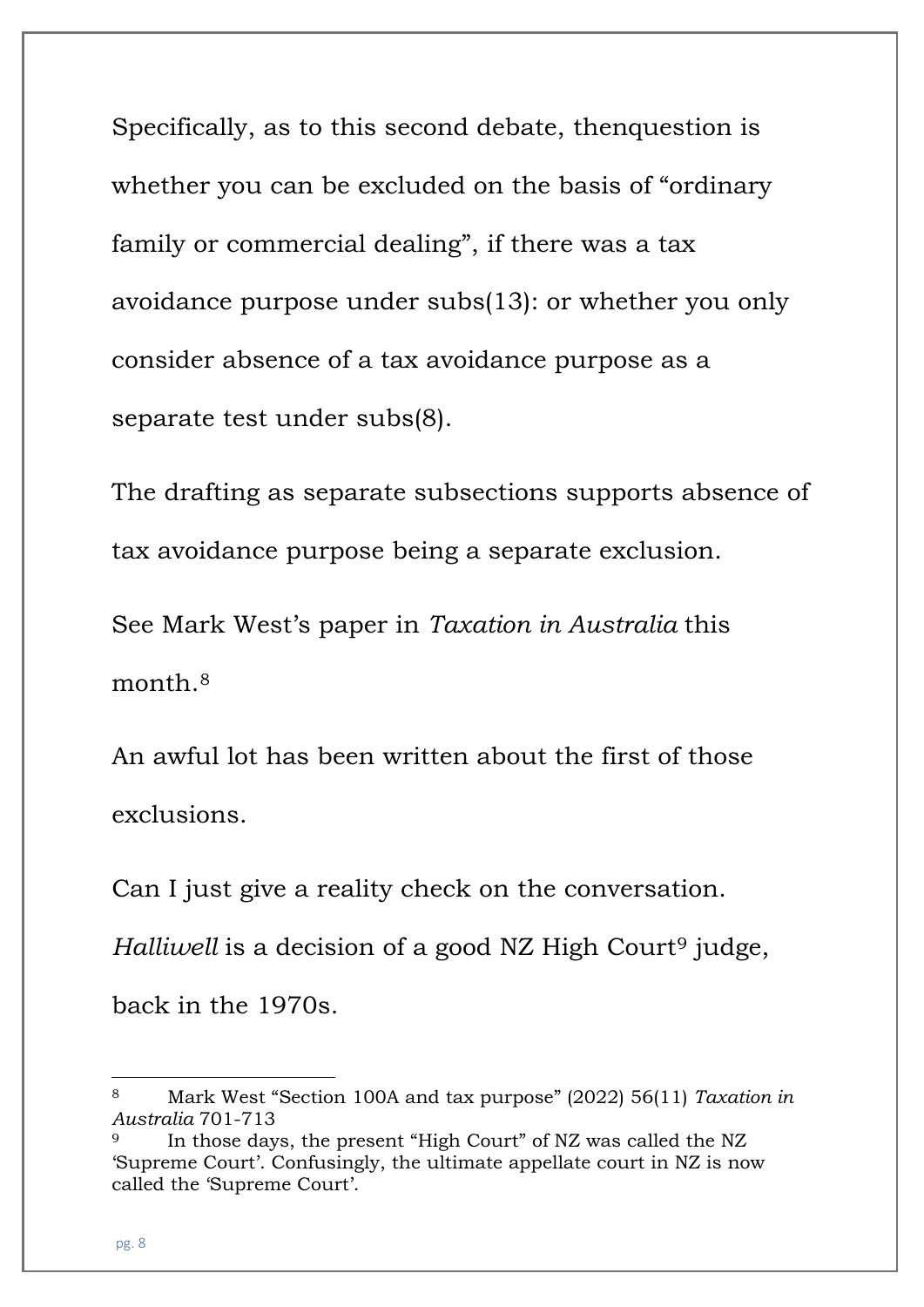Specifically, as to this second debate, thenquestion is whether you can be excluded on the basis of "ordinary family or commercial dealing", if there was a tax avoidance purpose under subs(13): or whether you only consider absence of a tax avoidance purpose as a separate test under subs(8).

The drafting as separate subsections supports absence of tax avoidance purpose being a separate exclusion.

See Mark West's paper in *Taxation in Australia* this month.[8]

An awful lot has been written about the first of those exclusions.

Can I just give a reality check on the conversation. *Halliwell* is a decision of a good NZ High Court[9] judge, back in the 1970s.

---

[8] Mark West "Section 100A and tax purpose" (2022) 56(11) *Taxation in Australia* 701-713

[9] In those days, the present "High Court" of NZ was called the NZ 'Supreme Court'. Confusingly, the ultimate appellate court in NZ is now called the 'Supreme Court'.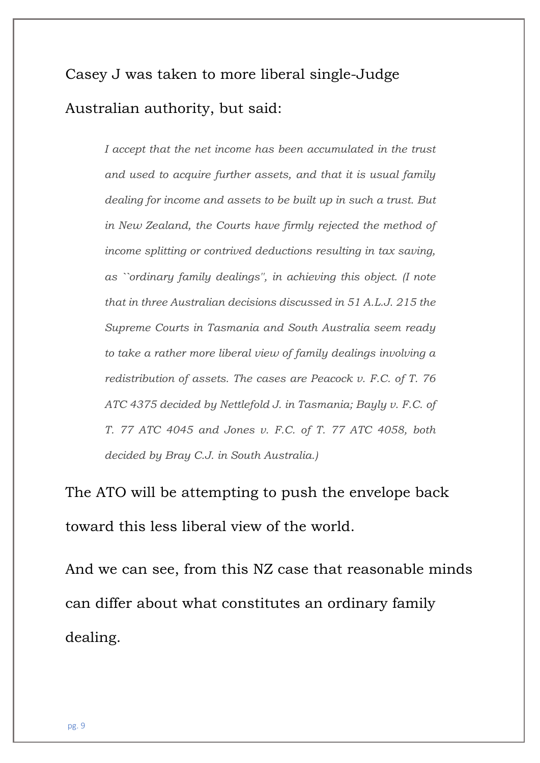Casey J was taken to more liberal single-Judge Australian authority, but said:

> *I accept that the net income has been accumulated in the trust and used to acquire further assets, and that it is usual family dealing for income and assets to be built up in such a trust. But in New Zealand, the Courts have firmly rejected the method of income splitting or contrived deductions resulting in tax saving, as ``ordinary family dealings'', in achieving this object. (I note that in three Australian decisions discussed in 51 A.L.J. 215 the Supreme Courts in Tasmania and South Australia seem ready to take a rather more liberal view of family dealings involving a redistribution of assets. The cases are Peacock v. F.C. of T. 76 ATC 4375 decided by Nettlefold J. in Tasmania; Bayly v. F.C. of T. 77 ATC 4045 and Jones v. F.C. of T. 77 ATC 4058, both decided by Bray C.J. in South Australia.)*

The ATO will be attempting to push the envelope back toward this less liberal view of the world.

And we can see, from this NZ case that reasonable minds can differ about what constitutes an ordinary family dealing.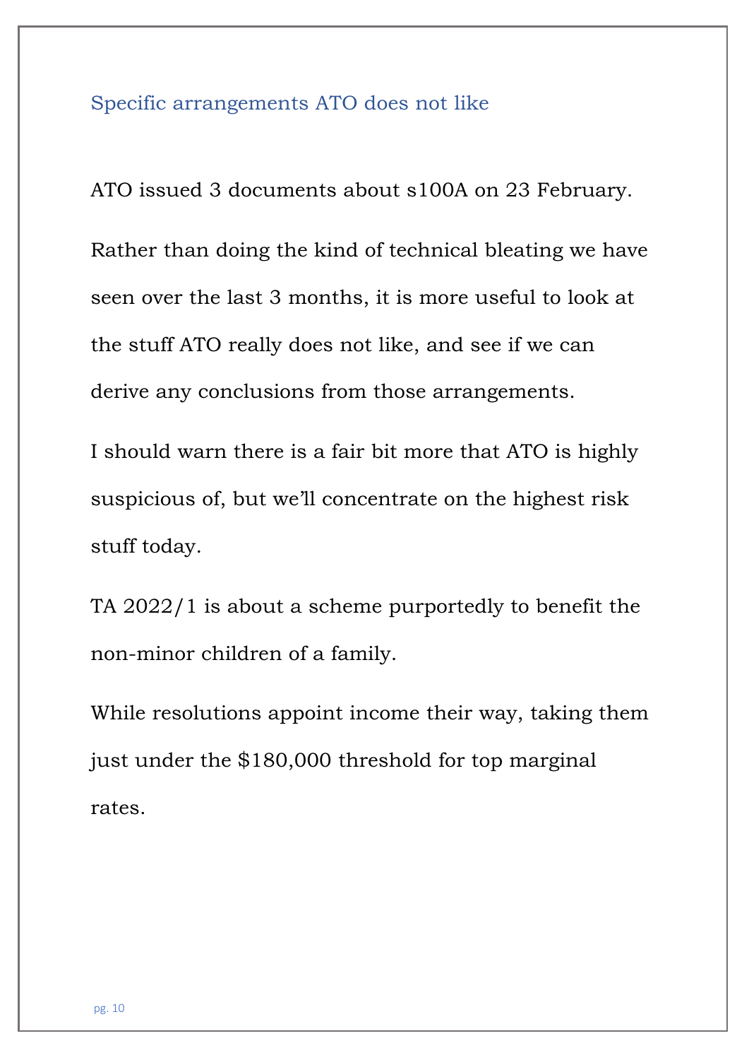## Specific arrangements ATO does not like

ATO issued 3 documents about s100A on 23 February.

Rather than doing the kind of technical bleating we have seen over the last 3 months, it is more useful to look at the stuff ATO really does not like, and see if we can derive any conclusions from those arrangements.

I should warn there is a fair bit more that ATO is highly suspicious of, but we'll concentrate on the highest risk stuff today.

TA 2022/1 is about a scheme purportedly to benefit the non-minor children of a family.

While resolutions appoint income their way, taking them just under the $180,000 threshold for top marginal rates.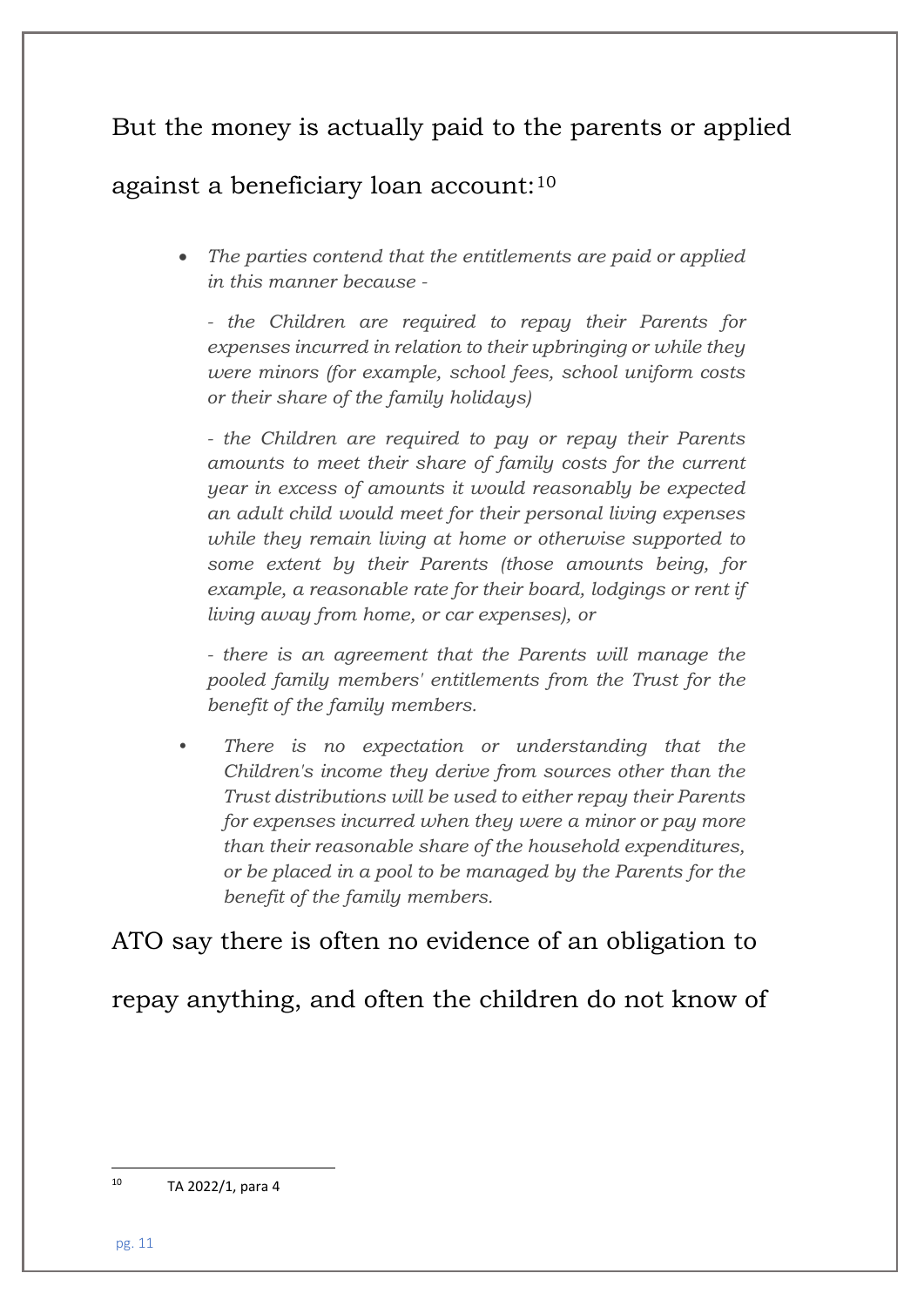But the money is actually paid to the parents or applied against a beneficiary loan account:[10]

- *The parties contend that the entitlements are paid or applied in this manner because -*

  *- the Children are required to repay their Parents for expenses incurred in relation to their upbringing or while they were minors (for example, school fees, school uniform costs or their share of the family holidays)*

  *- the Children are required to pay or repay their Parents amounts to meet their share of family costs for the current year in excess of amounts it would reasonably be expected an adult child would meet for their personal living expenses while they remain living at home or otherwise supported to some extent by their Parents (those amounts being, for example, a reasonable rate for their board, lodgings or rent if living away from home, or car expenses), or*

  *- there is an agreement that the Parents will manage the pooled family members' entitlements from the Trust for the benefit of the family members.*

- *There is no expectation or understanding that the Children's income they derive from sources other than the Trust distributions will be used to either repay their Parents for expenses incurred when they were a minor or pay more than their reasonable share of the household expenditures, or be placed in a pool to be managed by the Parents for the benefit of the family members.*

ATO say there is often no evidence of an obligation to repay anything, and often the children do not know of

[10] TA 2022/1, para 4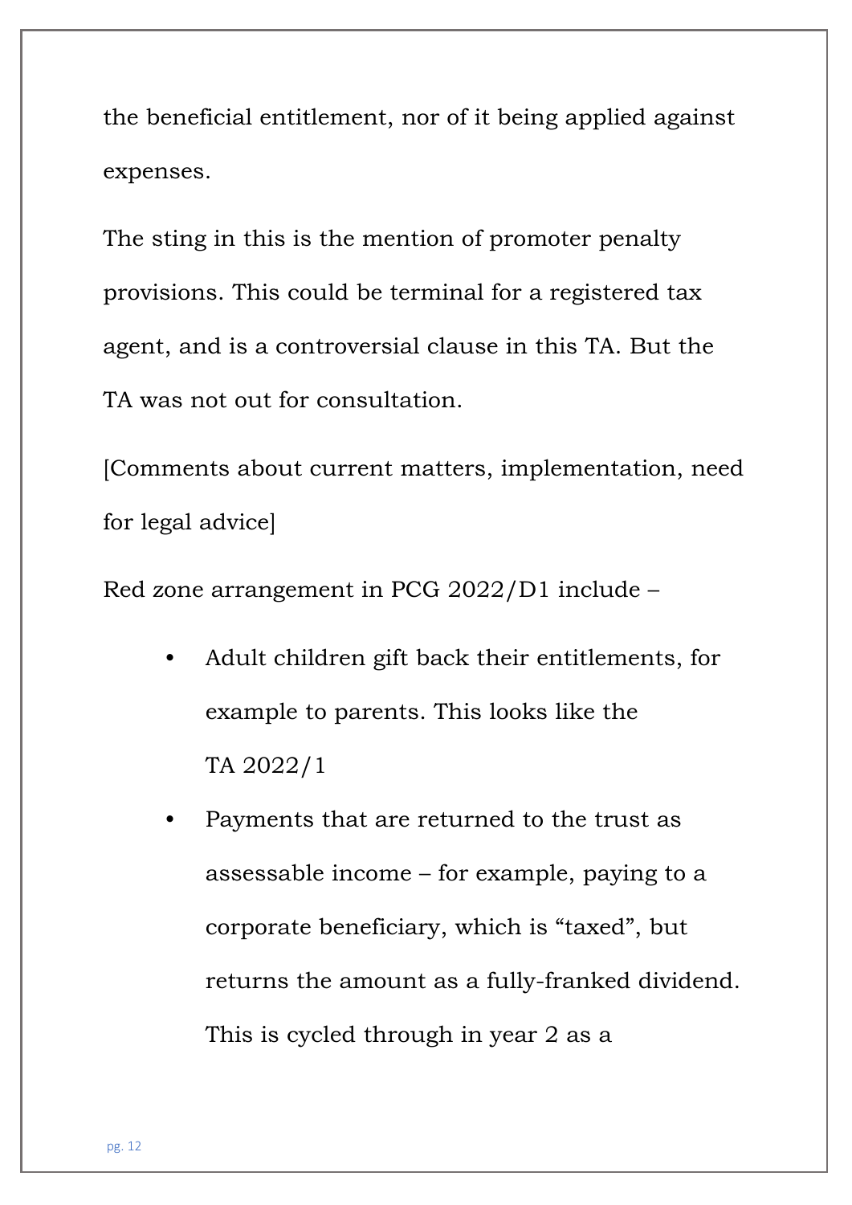the beneficial entitlement, nor of it being applied against expenses.

The sting in this is the mention of promoter penalty provisions. This could be terminal for a registered tax agent, and is a controversial clause in this TA. But the TA was not out for consultation.

[Comments about current matters, implementation, need for legal advice]

Red zone arrangement in PCG 2022/D1 include –

- Adult children gift back their entitlements, for example to parents. This looks like the TA 2022/1
- Payments that are returned to the trust as assessable income – for example, paying to a corporate beneficiary, which is "taxed", but returns the amount as a fully-franked dividend. This is cycled through in year 2 as a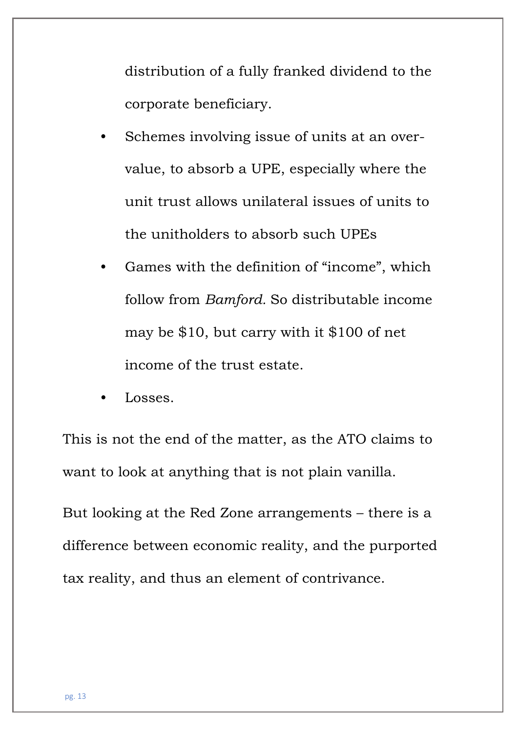distribution of a fully franked dividend to the corporate beneficiary.

- Schemes involving issue of units at an over-value, to absorb a UPE, especially where the unit trust allows unilateral issues of units to the unitholders to absorb such UPEs
- Games with the definition of "income", which follow from *Bamford.* So distributable income may be $10, but carry with it $100 of net income of the trust estate.
- Losses.

This is not the end of the matter, as the ATO claims to want to look at anything that is not plain vanilla.

But looking at the Red Zone arrangements – there is a difference between economic reality, and the purported tax reality, and thus an element of contrivance.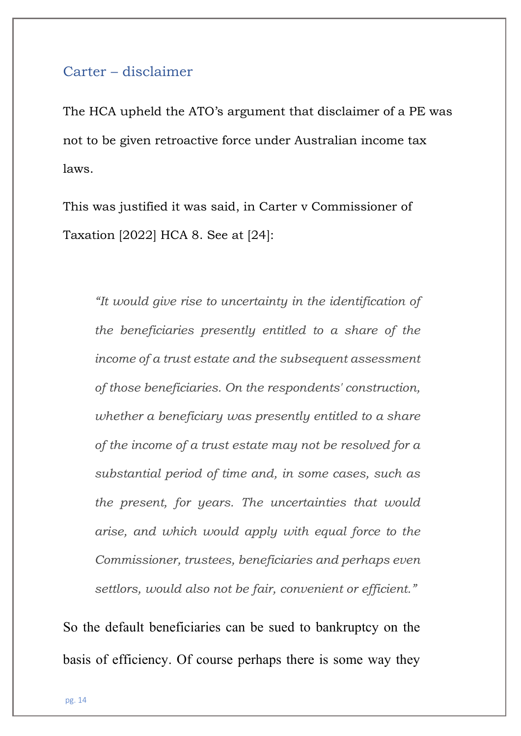## Carter – disclaimer

The HCA upheld the ATO's argument that disclaimer of a PE was not to be given retroactive force under Australian income tax laws.

This was justified it was said, in Carter v Commissioner of Taxation [2022] HCA 8. See at [24]:

> *"It would give rise to uncertainty in the identification of the beneficiaries presently entitled to a share of the income of a trust estate and the subsequent assessment of those beneficiaries. On the respondents' construction, whether a beneficiary was presently entitled to a share of the income of a trust estate may not be resolved for a substantial period of time and, in some cases, such as the present, for years. The uncertainties that would arise, and which would apply with equal force to the Commissioner, trustees, beneficiaries and perhaps even settlors, would also not be fair, convenient or efficient."*

So the default beneficiaries can be sued to bankruptcy on the basis of efficiency. Of course perhaps there is some way they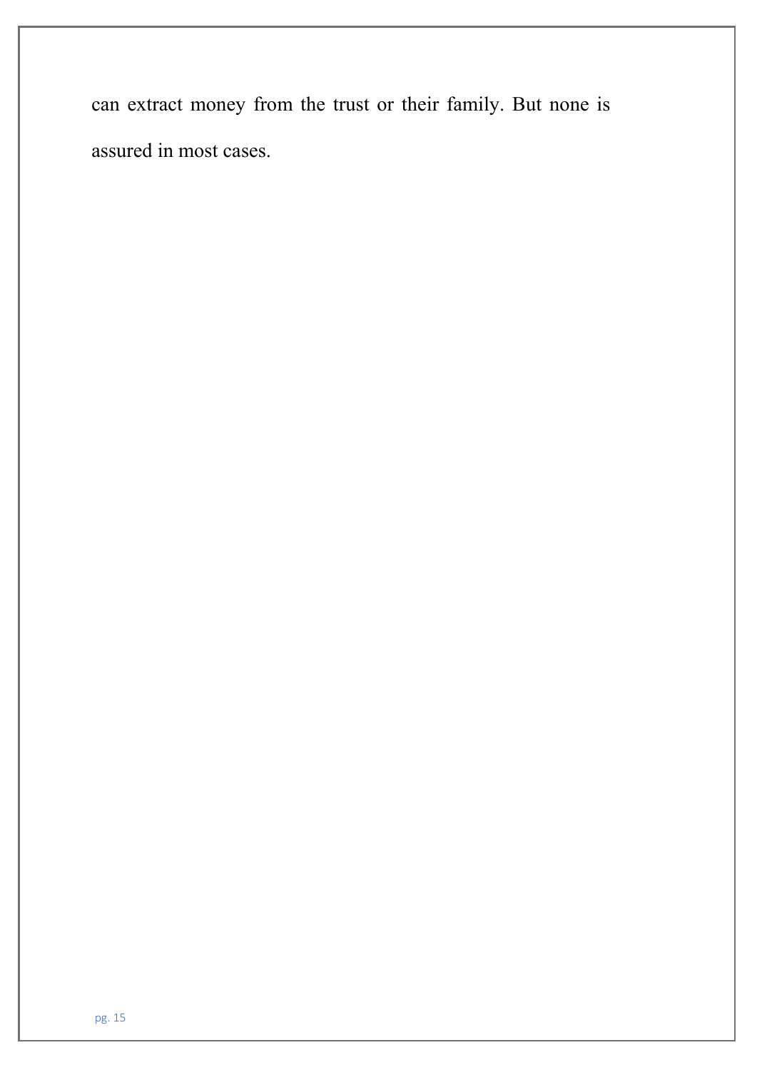can extract money from the trust or their family. But none is assured in most cases.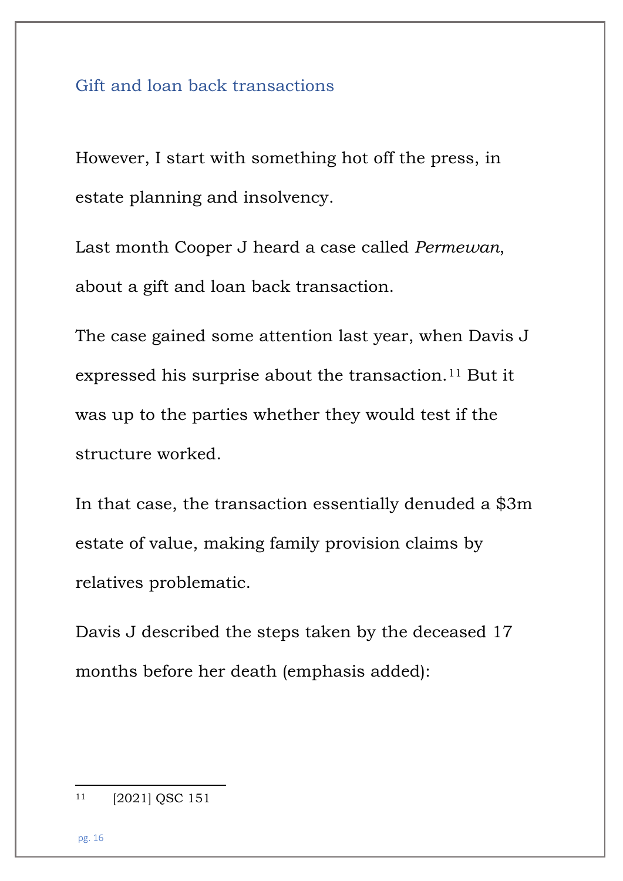## Gift and loan back transactions

However, I start with something hot off the press, in estate planning and insolvency.

Last month Cooper J heard a case called *Permewan*, about a gift and loan back transaction.

The case gained some attention last year, when Davis J expressed his surprise about the transaction.[11] But it was up to the parties whether they would test if the structure worked.

In that case, the transaction essentially denuded a $3m estate of value, making family provision claims by relatives problematic.

Davis J described the steps taken by the deceased 17 months before her death (emphasis added):

---

[11] [2021] QSC 151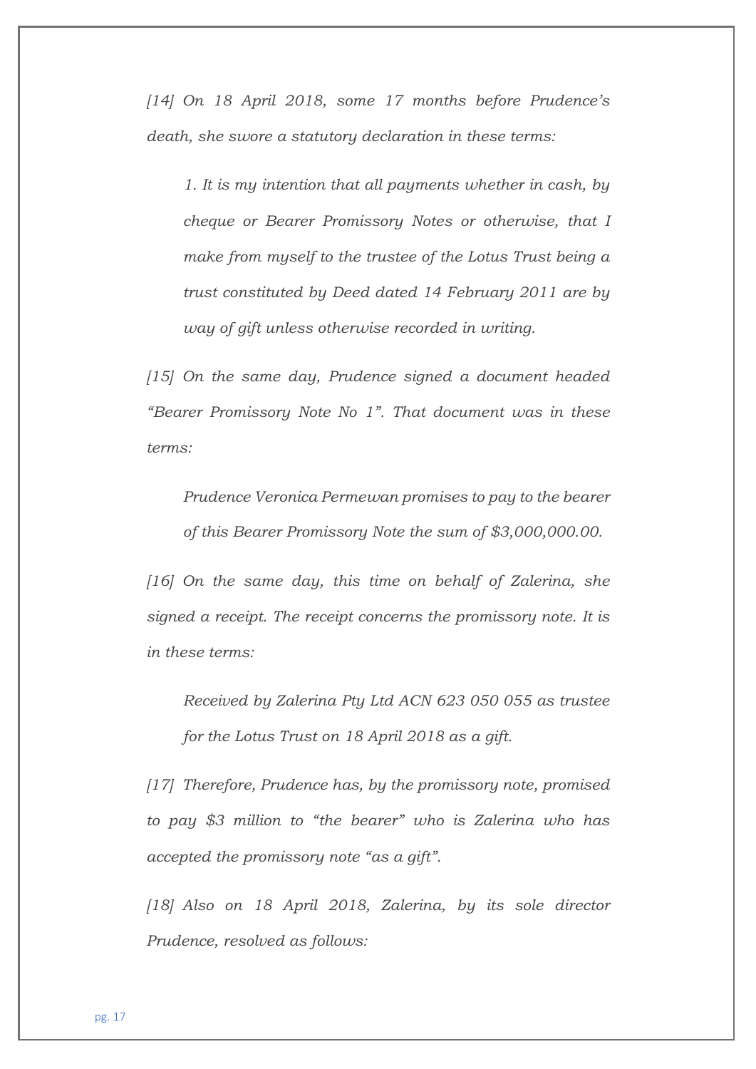*[14] On 18 April 2018, some 17 months before Prudence's death, she swore a statutory declaration in these terms:*

> *1. It is my intention that all payments whether in cash, by cheque or Bearer Promissory Notes or otherwise, that I make from myself to the trustee of the Lotus Trust being a trust constituted by Deed dated 14 February 2011 are by way of gift unless otherwise recorded in writing.*

*[15] On the same day, Prudence signed a document headed "Bearer Promissory Note No 1". That document was in these terms:*

> *Prudence Veronica Permewan promises to pay to the bearer of this Bearer Promissory Note the sum of $3,000,000.00.*

*[16] On the same day, this time on behalf of Zalerina, she signed a receipt. The receipt concerns the promissory note. It is in these terms:*

> *Received by Zalerina Pty Ltd ACN 623 050 055 as trustee for the Lotus Trust on 18 April 2018 as a gift.*

*[17] Therefore, Prudence has, by the promissory note, promised to pay $3 million to "the bearer" who is Zalerina who has accepted the promissory note "as a gift".*

*[18] Also on 18 April 2018, Zalerina, by its sole director Prudence, resolved as follows:*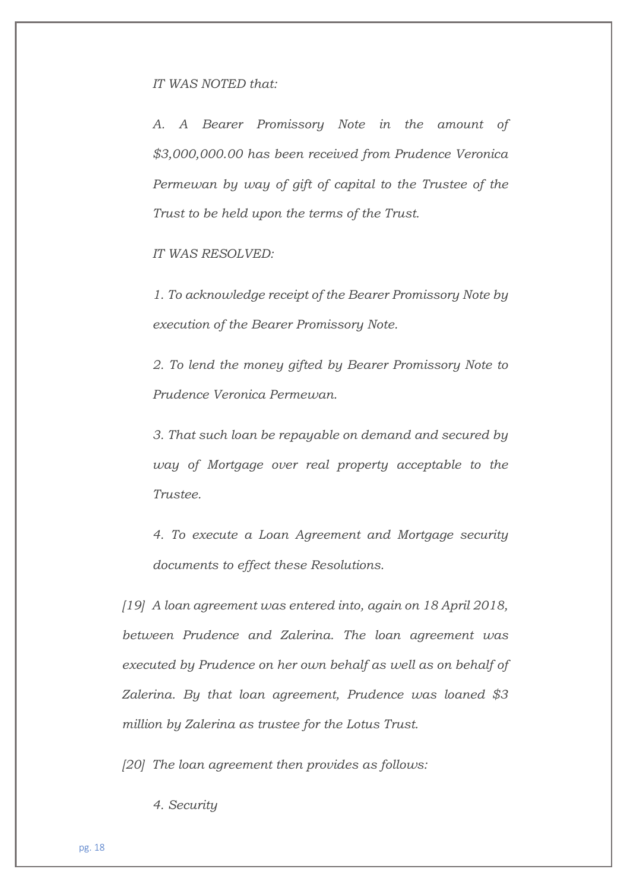*IT WAS NOTED that:*

*A. A Bearer Promissory Note in the amount of $3,000,000.00 has been received from Prudence Veronica Permewan by way of gift of capital to the Trustee of the Trust to be held upon the terms of the Trust.*

*IT WAS RESOLVED:*

*1. To acknowledge receipt of the Bearer Promissory Note by execution of the Bearer Promissory Note.*

*2. To lend the money gifted by Bearer Promissory Note to Prudence Veronica Permewan.*

*3. That such loan be repayable on demand and secured by way of Mortgage over real property acceptable to the Trustee.*

*4. To execute a Loan Agreement and Mortgage security documents to effect these Resolutions.*

*[19] A loan agreement was entered into, again on 18 April 2018, between Prudence and Zalerina. The loan agreement was executed by Prudence on her own behalf as well as on behalf of Zalerina. By that loan agreement, Prudence was loaned $3 million by Zalerina as trustee for the Lotus Trust.*

*[20] The loan agreement then provides as follows:*

*4. Security*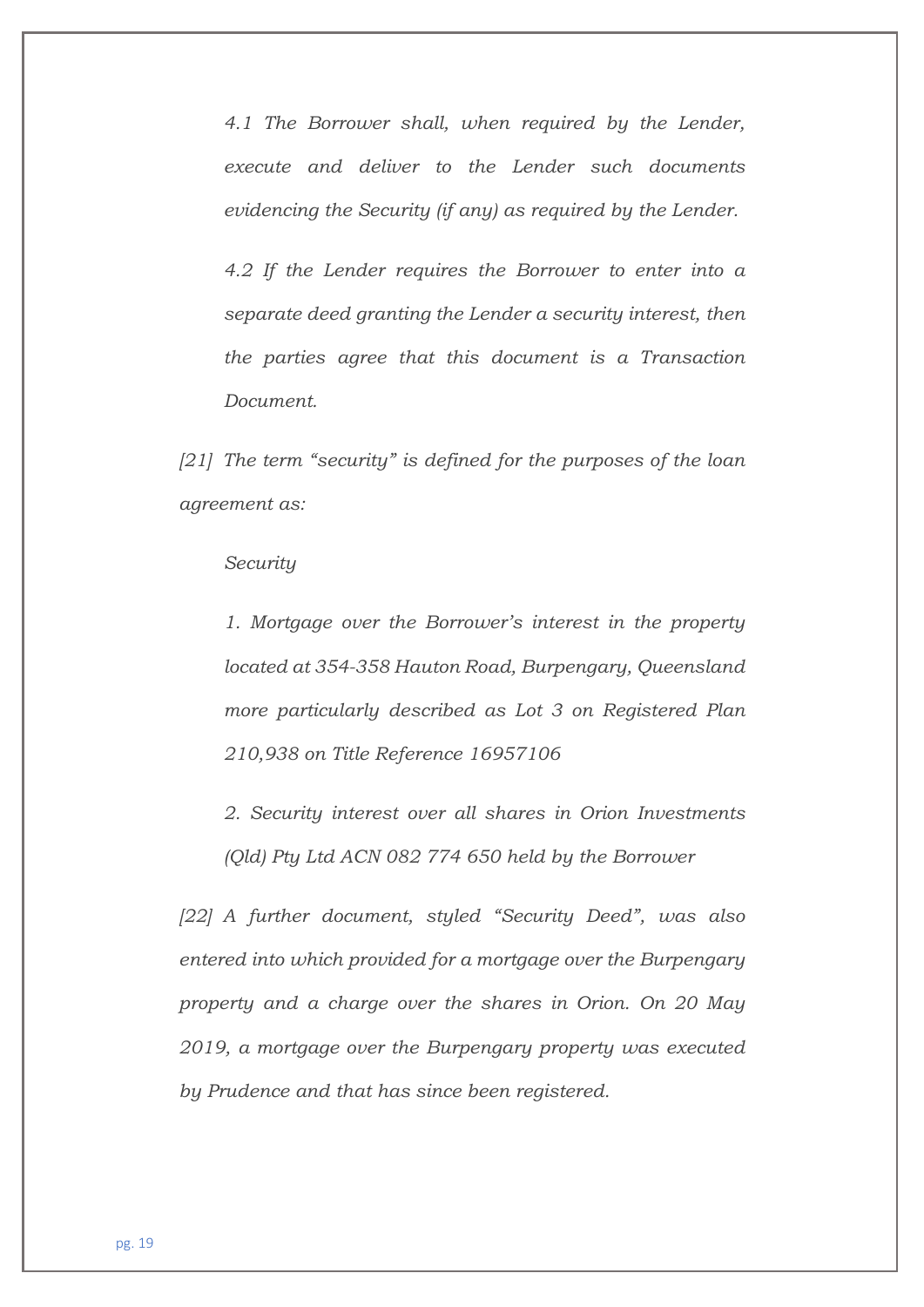*4.1 The Borrower shall, when required by the Lender, execute and deliver to the Lender such documents evidencing the Security (if any) as required by the Lender.*

*4.2 If the Lender requires the Borrower to enter into a separate deed granting the Lender a security interest, then the parties agree that this document is a Transaction Document.*

*[21] The term "security" is defined for the purposes of the loan agreement as:*

*Security*

*1. Mortgage over the Borrower's interest in the property located at 354-358 Hauton Road, Burpengary, Queensland more particularly described as Lot 3 on Registered Plan 210,938 on Title Reference 16957106*

*2. Security interest over all shares in Orion Investments (Qld) Pty Ltd ACN 082 774 650 held by the Borrower*

*[22] A further document, styled "Security Deed", was also entered into which provided for a mortgage over the Burpengary property and a charge over the shares in Orion. On 20 May 2019, a mortgage over the Burpengary property was executed by Prudence and that has since been registered.*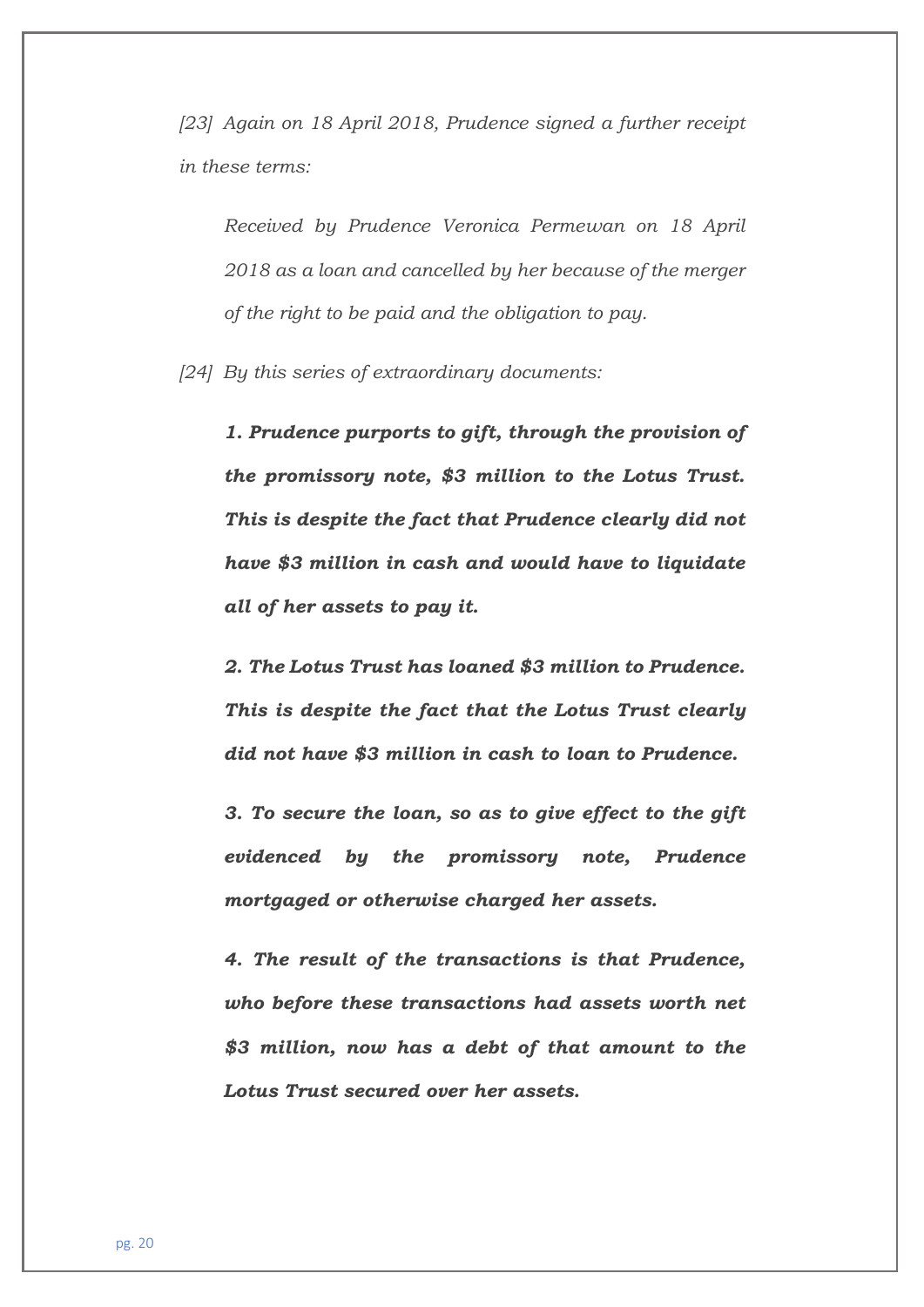*[23] Again on 18 April 2018, Prudence signed a further receipt in these terms:*

> *Received by Prudence Veronica Permewan on 18 April 2018 as a loan and cancelled by her because of the merger of the right to be paid and the obligation to pay.*

*[24] By this series of extraordinary documents:*

> ***1. Prudence purports to gift, through the provision of the promissory note, $3 million to the Lotus Trust. This is despite the fact that Prudence clearly did not have $3 million in cash and would have to liquidate all of her assets to pay it.***
>
> ***2. The Lotus Trust has loaned $3 million to Prudence. This is despite the fact that the Lotus Trust clearly did not have $3 million in cash to loan to Prudence.***
>
> ***3. To secure the loan, so as to give effect to the gift evidenced by the promissory note, Prudence mortgaged or otherwise charged her assets.***
>
> ***4. The result of the transactions is that Prudence, who before these transactions had assets worth net $3 million, now has a debt of that amount to the Lotus Trust secured over her assets.***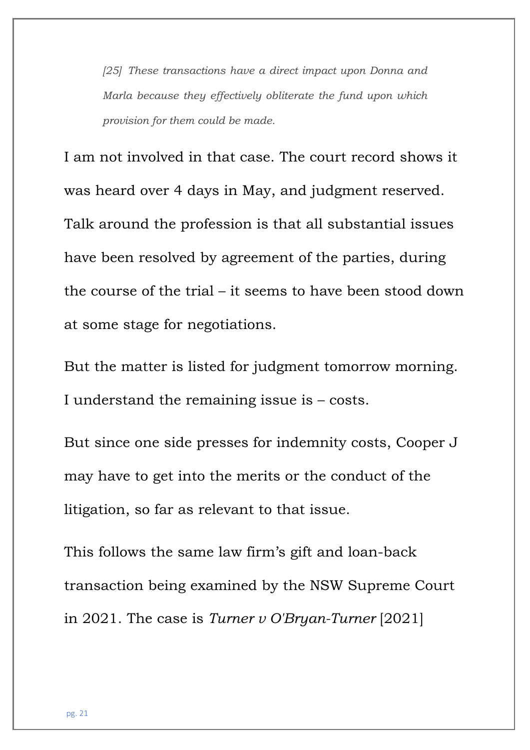> *[25] These transactions have a direct impact upon Donna and Marla because they effectively obliterate the fund upon which provision for them could be made.*

I am not involved in that case. The court record shows it was heard over 4 days in May, and judgment reserved. Talk around the profession is that all substantial issues have been resolved by agreement of the parties, during the course of the trial – it seems to have been stood down at some stage for negotiations.

But the matter is listed for judgment tomorrow morning. I understand the remaining issue is – costs.

But since one side presses for indemnity costs, Cooper J may have to get into the merits or the conduct of the litigation, so far as relevant to that issue.

This follows the same law firm's gift and loan-back transaction being examined by the NSW Supreme Court in 2021. The case is *Turner v O'Bryan-Turner* [2021]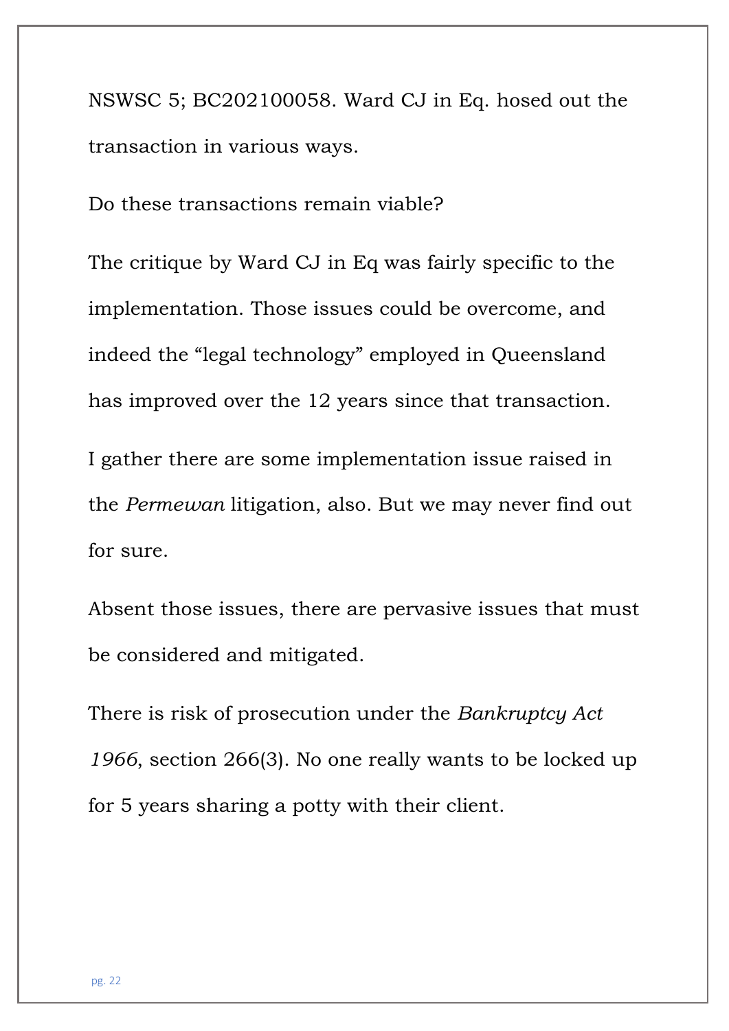NSWSC 5; BC202100058. Ward CJ in Eq. hosed out the transaction in various ways.

Do these transactions remain viable?

The critique by Ward CJ in Eq was fairly specific to the implementation. Those issues could be overcome, and indeed the "legal technology" employed in Queensland has improved over the 12 years since that transaction.

I gather there are some implementation issue raised in the *Permewan* litigation, also. But we may never find out for sure.

Absent those issues, there are pervasive issues that must be considered and mitigated.

There is risk of prosecution under the *Bankruptcy Act 1966*, section 266(3). No one really wants to be locked up for 5 years sharing a potty with their client.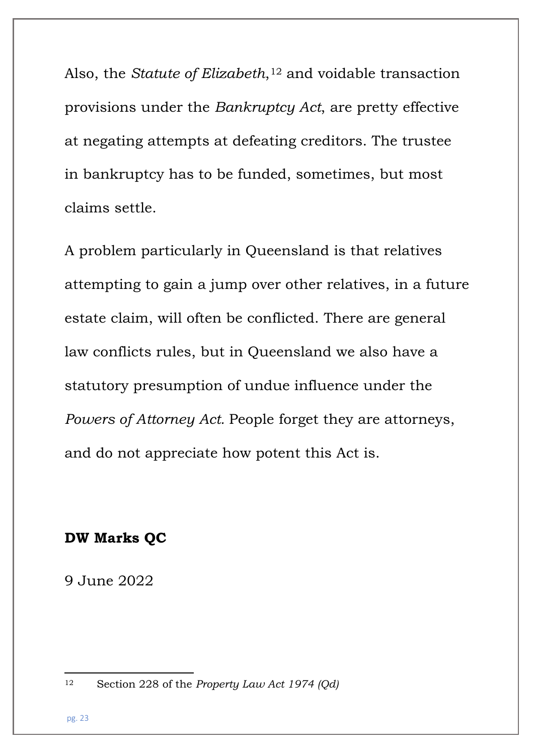Also, the *Statute of Elizabeth*,[12] and voidable transaction provisions under the *Bankruptcy Act*, are pretty effective at negating attempts at defeating creditors. The trustee in bankruptcy has to be funded, sometimes, but most claims settle.

A problem particularly in Queensland is that relatives attempting to gain a jump over other relatives, in a future estate claim, will often be conflicted. There are general law conflicts rules, but in Queensland we also have a statutory presumption of undue influence under the *Powers of Attorney Act.* People forget they are attorneys, and do not appreciate how potent this Act is.

**DW Marks QC**

9 June 2022

---

[12] Section 228 of the *Property Law Act 1974 (Qd)*